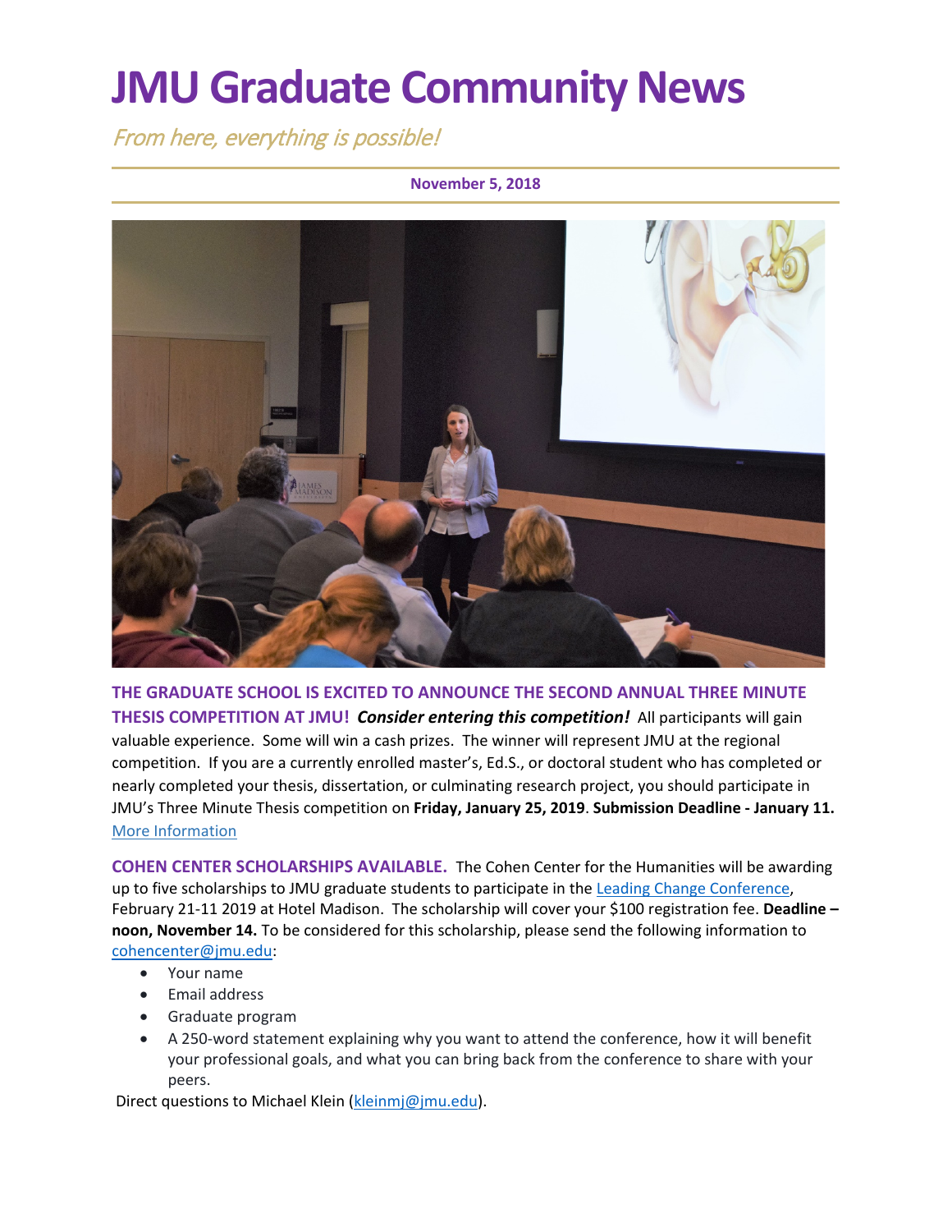# JMU Graduate Community News

*From here, everything is possible!*

**November 5, 2018**

**THE GRADUATE SCHOOL IS EXCITED TO ANNOUNCE THE SECOND ANNUAL THREE MINUTE THESIS COMPETITION AT JMU!** ***Consider entering this competition!*** All participants will gain valuable experience. Some will win a cash prizes. The winner will represent JMU at the regional competition. If you are a currently enrolled master's, Ed.S., or doctoral student who has completed or nearly completed your thesis, dissertation, or culminating research project, you should participate in JMU's Three Minute Thesis competition on **Friday, January 25, 2019**. **Submission Deadline - January 11.** More Information

**COHEN CENTER SCHOLARSHIPS AVAILABLE.** The Cohen Center for the Humanities will be awarding up to five scholarships to JMU graduate students to participate in the Leading Change Conference, February 21-11 2019 at Hotel Madison. The scholarship will cover your $100 registration fee. **Deadline – noon, November 14.** To be considered for this scholarship, please send the following information to cohencenter@jmu.edu:

- Your name
- Email address
- Graduate program
- A 250-word statement explaining why you want to attend the conference, how it will benefit your professional goals, and what you can bring back from the conference to share with your peers.

Direct questions to Michael Klein (kleinmj@jmu.edu).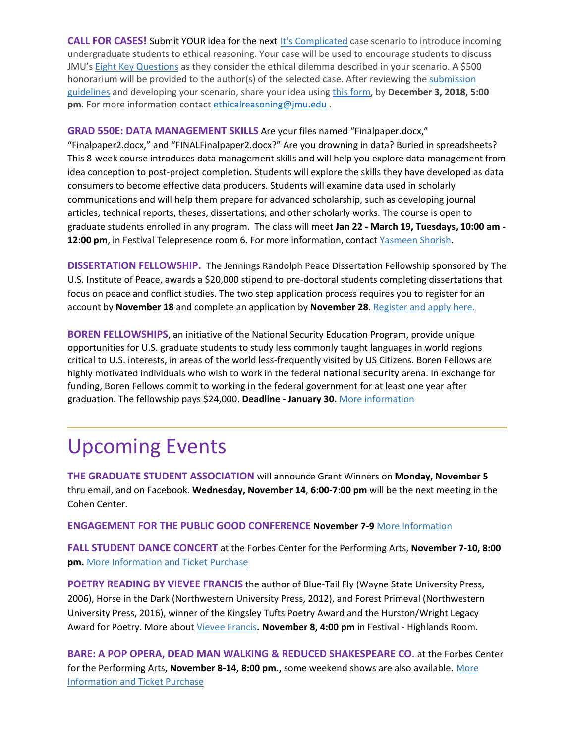**CALL FOR CASES!** Submit YOUR idea for the next It's Complicated case scenario to introduce incoming undergraduate students to ethical reasoning. Your case will be used to encourage students to discuss JMU's Eight Key Questions as they consider the ethical dilemma described in your scenario. A $500 honorarium will be provided to the author(s) of the selected case. After reviewing the submission guidelines and developing your scenario, share your idea using this form, by **December 3, 2018, 5:00 pm**. For more information contact ethicalreasoning@jmu.edu .

**GRAD 550E: DATA MANAGEMENT SKILLS** Are your files named "Finalpaper.docx," "Finalpaper2.docx," and "FINALFinalpaper2.docx?" Are you drowning in data? Buried in spreadsheets? This 8-week course introduces data management skills and will help you explore data management from idea conception to post-project completion. Students will explore the skills they have developed as data consumers to become effective data producers. Students will examine data used in scholarly communications and will help them prepare for advanced scholarship, such as developing journal articles, technical reports, theses, dissertations, and other scholarly works. The course is open to graduate students enrolled in any program. The class will meet **Jan 22 - March 19, Tuesdays, 10:00 am - 12:00 pm**, in Festival Telepresence room 6. For more information, contact Yasmeen Shorish.

**DISSERTATION FELLOWSHIP.** The Jennings Randolph Peace Dissertation Fellowship sponsored by The U.S. Institute of Peace, awards a $20,000 stipend to pre-doctoral students completing dissertations that focus on peace and conflict studies. The two step application process requires you to register for an account by **November 18** and complete an application by **November 28**. Register and apply here.

**BOREN FELLOWSHIPS**, an initiative of the National Security Education Program, provide unique opportunities for U.S. graduate students to study less commonly taught languages in world regions critical to U.S. interests, in areas of the world less-frequently visited by US Citizens. Boren Fellows are highly motivated individuals who wish to work in the federal national security arena. In exchange for funding, Boren Fellows commit to working in the federal government for at least one year after graduation. The fellowship pays $24,000. **Deadline - January 30.** More information

---

# Upcoming Events

**THE GRADUATE STUDENT ASSOCIATION** will announce Grant Winners on **Monday, November 5** thru email, and on Facebook. **Wednesday, November 14**, **6:00-7:00 pm** will be the next meeting in the Cohen Center.

**ENGAGEMENT FOR THE PUBLIC GOOD CONFERENCE November 7-9** More Information

**FALL STUDENT DANCE CONCERT** at the Forbes Center for the Performing Arts, **November 7-10, 8:00 pm.** More Information and Ticket Purchase

**POETRY READING BY VIEVEE FRANCIS** the author of Blue-Tail Fly (Wayne State University Press, 2006), Horse in the Dark (Northwestern University Press, 2012), and Forest Primeval (Northwestern University Press, 2016), winner of the Kingsley Tufts Poetry Award and the Hurston/Wright Legacy Award for Poetry. More about Vievee Francis**. November 8, 4:00 pm** in Festival - Highlands Room.

**BARE: A POP OPERA, DEAD MAN WALKING & REDUCED SHAKESPEARE CO.** at the Forbes Center for the Performing Arts, **November 8-14, 8:00 pm.,** some weekend shows are also available. More Information and Ticket Purchase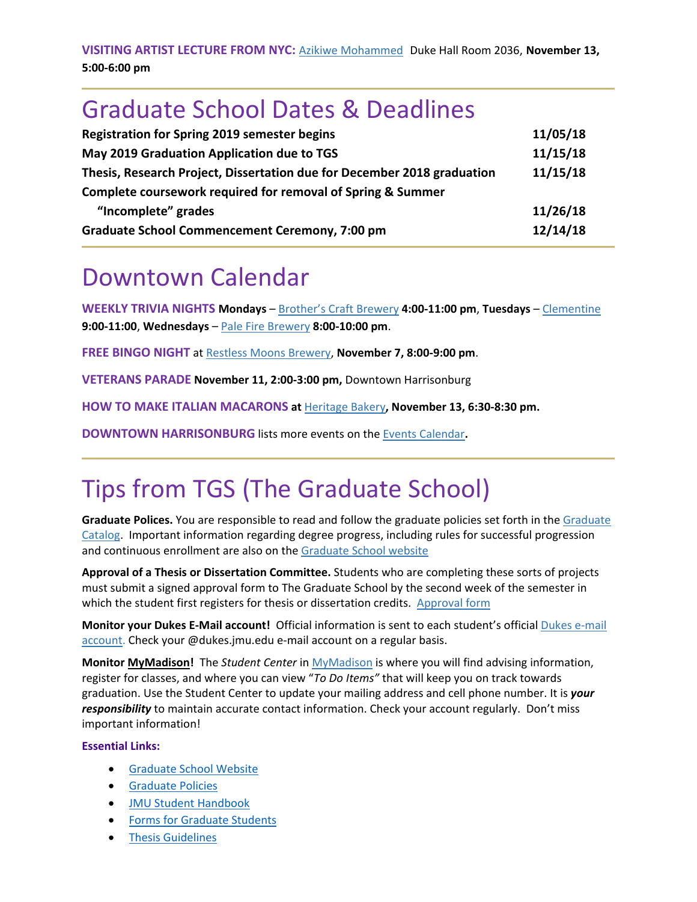**VISITING ARTIST LECTURE FROM NYC:** Azikiwe Mohammed  Duke Hall Room 2036, **November 13, 5:00-6:00 pm**

# Graduate School Dates & Deadlines

| | |
|---|---|
| **Registration for Spring 2019 semester begins** | **11/05/18** |
| **May 2019 Graduation Application due to TGS** | **11/15/18** |
| **Thesis, Research Project, Dissertation due for December 2018 graduation** | **11/15/18** |
| **Complete coursework required for removal of Spring & Summer "Incomplete" grades** | **11/26/18** |
| **Graduate School Commencement Ceremony, 7:00 pm** | **12/14/18** |

# Downtown Calendar

**WEEKLY TRIVIA NIGHTS** **Mondays** – Brother's Craft Brewery **4:00-11:00 pm**, **Tuesdays** – Clementine **9:00-11:00**, **Wednesdays** – Pale Fire Brewery **8:00-10:00 pm**.

**FREE BINGO NIGHT** at Restless Moons Brewery, **November 7, 8:00-9:00 pm**.

**VETERANS PARADE** **November 11, 2:00-3:00 pm,** Downtown Harrisonburg

**HOW TO MAKE ITALIAN MACARONS at** Heritage Bakery**, November 13, 6:30-8:30 pm.**

**DOWNTOWN HARRISONBURG** lists more events on the Events Calendar**.**

# Tips from TGS (The Graduate School)

**Graduate Polices.** You are responsible to read and follow the graduate policies set forth in the Graduate Catalog. Important information regarding degree progress, including rules for successful progression and continuous enrollment are also on the Graduate School website

**Approval of a Thesis or Dissertation Committee.** Students who are completing these sorts of projects must submit a signed approval form to The Graduate School by the second week of the semester in which the student first registers for thesis or dissertation credits. Approval form

**Monitor your Dukes E-Mail account!** Official information is sent to each student's official Dukes e-mail account. Check your @dukes.jmu.edu e-mail account on a regular basis.

**Monitor MyMadison!** The *Student Center* in MyMadison is where you will find advising information, register for classes, and where you can view "*To Do Items"* that will keep you on track towards graduation. Use the Student Center to update your mailing address and cell phone number. It is ***your responsibility*** to maintain accurate contact information. Check your account regularly. Don't miss important information!

**Essential Links:**

- Graduate School Website
- Graduate Policies
- JMU Student Handbook
- Forms for Graduate Students
- Thesis Guidelines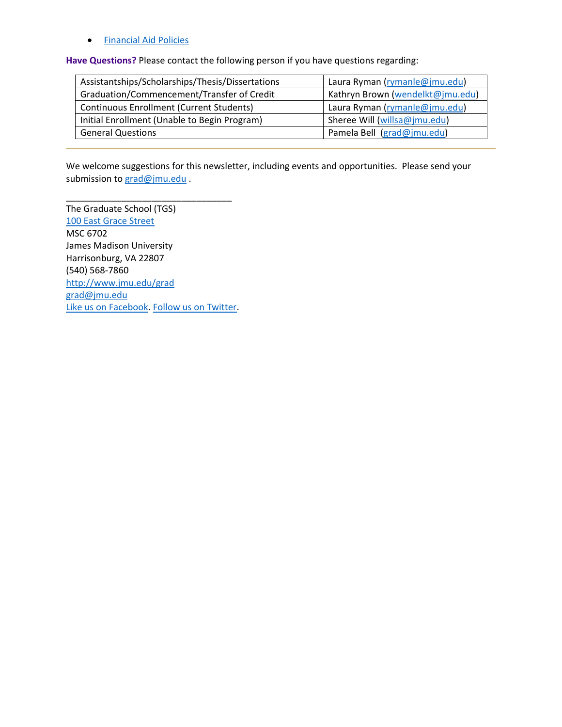- Financial Aid Policies

**Have Questions?** Please contact the following person if you have questions regarding:

| | |
|---|---|
| Assistantships/Scholarships/Thesis/Dissertations | Laura Ryman (rymanle@jmu.edu) |
| Graduation/Commencement/Transfer of Credit | Kathryn Brown (wendelkt@jmu.edu) |
| Continuous Enrollment (Current Students) | Laura Ryman (rymanle@jmu.edu) |
| Initial Enrollment (Unable to Begin Program) | Sheree Will (willsa@jmu.edu) |
| General Questions | Pamela Bell (grad@jmu.edu) |

---

We welcome suggestions for this newsletter, including events and opportunities. Please send your submission to grad@jmu.edu .

________________________________

The Graduate School (TGS)
100 East Grace Street
MSC 6702
James Madison University
Harrisonburg, VA 22807
(540) 568-7860
http://www.jmu.edu/grad
grad@jmu.edu
Like us on Facebook. Follow us on Twitter.